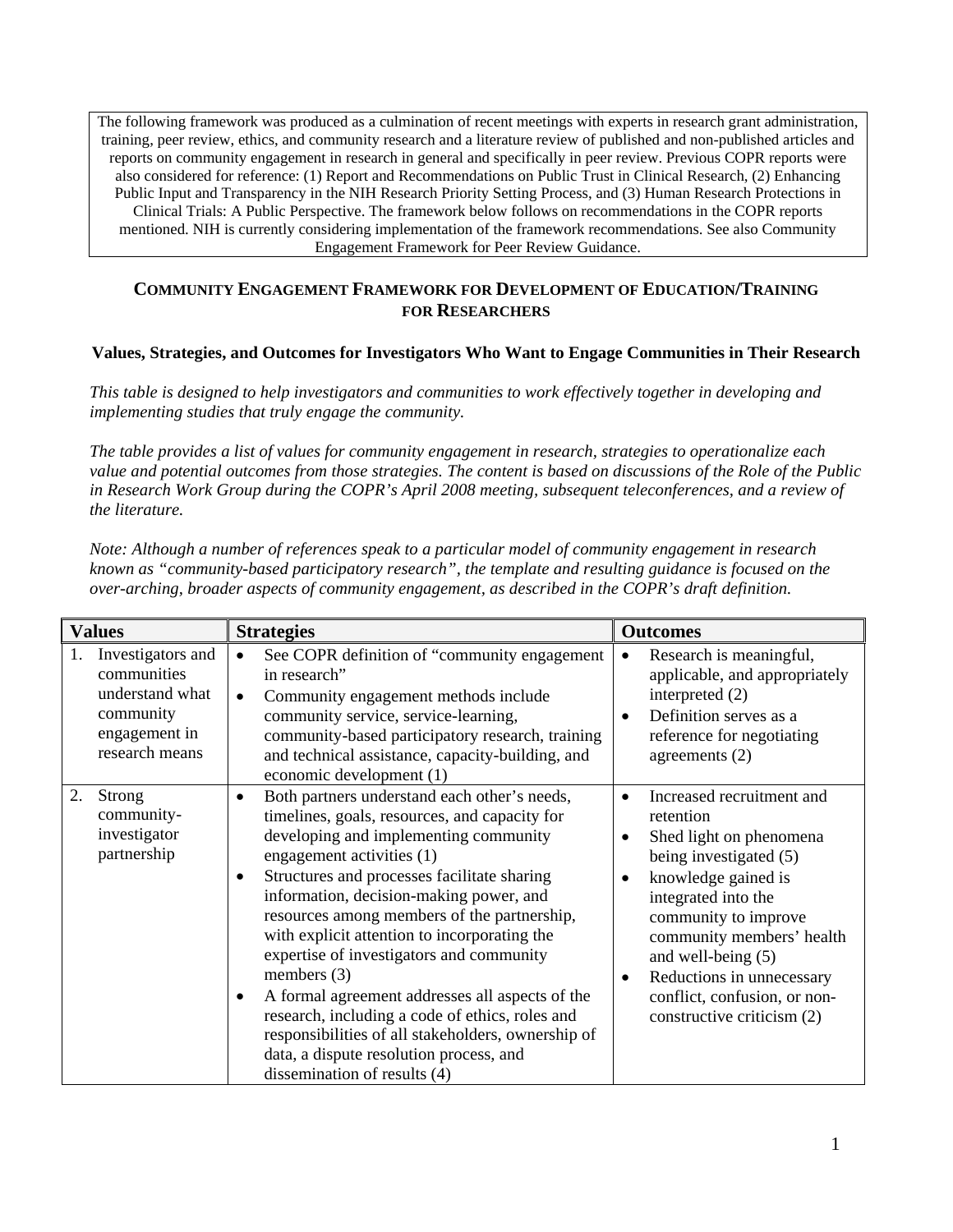The following framework was produced as a culmination of recent meetings with experts in research grant administration, training, peer review, ethics, and community research and a literature review of published and non-published articles and reports on community engagement in research in general and specifically in peer review. Previous COPR reports were also considered for reference: (1) Report and Recommendations on Public Trust in Clinical Research, (2) Enhancing Public Input and Transparency in the NIH Research Priority Setting Process, and (3) Human Research Protections in Clinical Trials: A Public Perspective. The framework below follows on recommendations in the COPR reports mentioned. NIH is currently considering implementation of the framework recommendations. See also Community Engagement Framework for Peer Review Guidance.

## COMMUNITY ENGAGEMENT FRAMEWORK FOR DEVELOPMENT OF EDUCATION/TRAINING FOR RESEARCHERS

### Values, Strategies, and Outcomes for Investigators Who Want to Engage Communities in Their Research

*This table is designed to help investigators and communities to work effectively together in developing and implementing studies that truly engage the community.*

*The table provides a list of values for community engagement in research, strategies to operationalize each value and potential outcomes from those strategies. The content is based on discussions of the Role of the Public in Research Work Group during the COPR's April 2008 meeting, subsequent teleconferences, and a review of the literature.*

*Note: Although a number of references speak to a particular model of community engagement in research known as "community-based participatory research", the template and resulting guidance is focused on the over-arching, broader aspects of community engagement, as described in the COPR's draft definition.*

| Values | Strategies | Outcomes |
|---|---|---|
| 1. Investigators and communities understand what community engagement in research means | • See COPR definition of "community engagement in research"<br>• Community engagement methods include community service, service-learning, community-based participatory research, training and technical assistance, capacity-building, and economic development (1) | • Research is meaningful, applicable, and appropriately interpreted (2)<br>• Definition serves as a reference for negotiating agreements (2) |
| 2. Strong community-investigator partnership | • Both partners understand each other's needs, timelines, goals, resources, and capacity for developing and implementing community engagement activities (1)<br>• Structures and processes facilitate sharing information, decision-making power, and resources among members of the partnership, with explicit attention to incorporating the expertise of investigators and community members (3)<br>• A formal agreement addresses all aspects of the research, including a code of ethics, roles and responsibilities of all stakeholders, ownership of data, a dispute resolution process, and dissemination of results (4) | • Increased recruitment and retention<br>• Shed light on phenomena being investigated (5)<br>• knowledge gained is integrated into the community to improve community members' health and well-being (5)<br>• Reductions in unnecessary conflict, confusion, or non-constructive criticism (2) |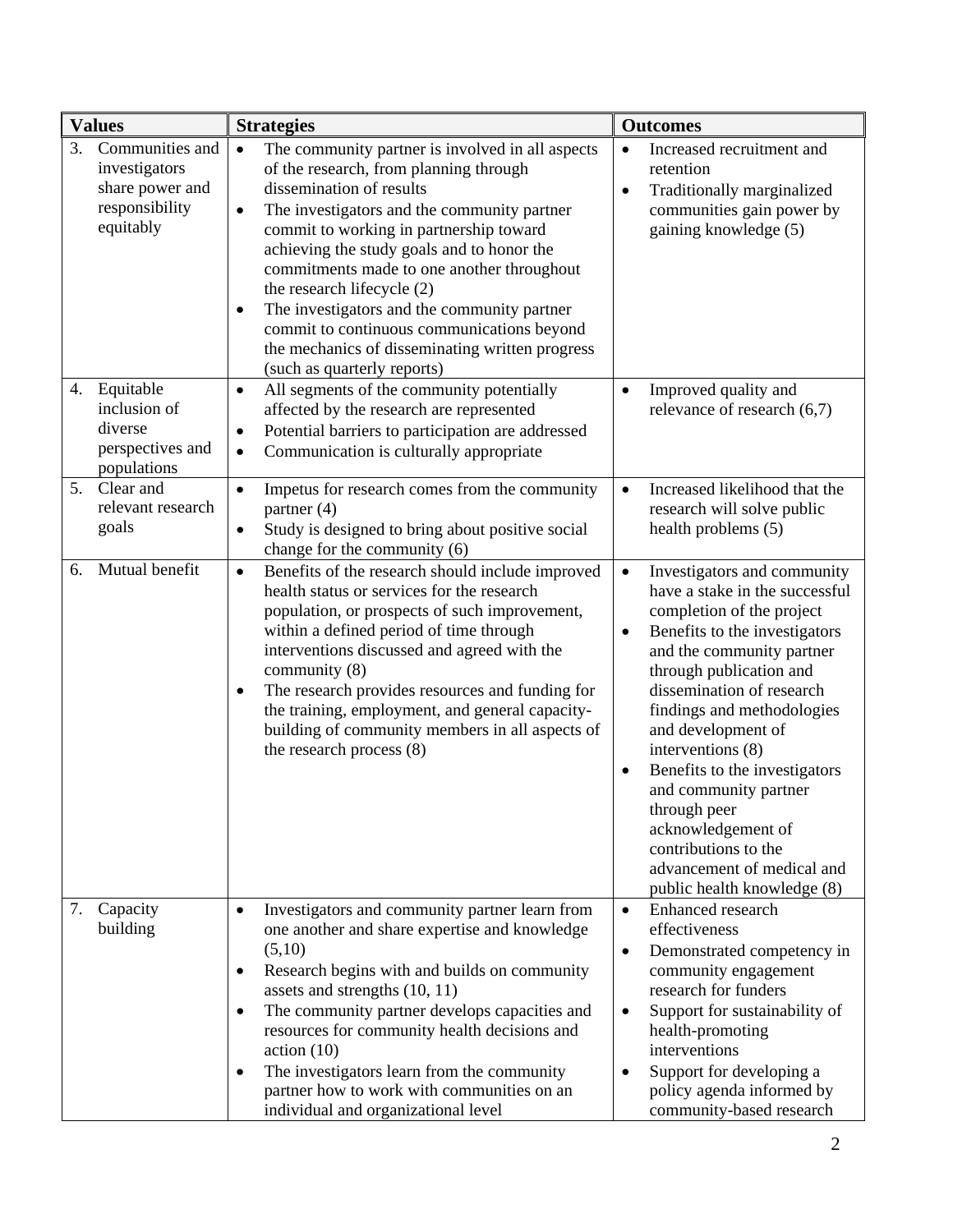| Values | Strategies | Outcomes |
| --- | --- | --- |
| 3. Communities and investigators share power and responsibility equitably | • The community partner is involved in all aspects of the research, from planning through dissemination of results<br>• The investigators and the community partner commit to working in partnership toward achieving the study goals and to honor the commitments made to one another throughout the research lifecycle (2)<br>• The investigators and the community partner commit to continuous communications beyond the mechanics of disseminating written progress (such as quarterly reports) | • Increased recruitment and retention<br>• Traditionally marginalized communities gain power by gaining knowledge (5) |
| 4. Equitable inclusion of diverse perspectives and populations | • All segments of the community potentially affected by the research are represented<br>• Potential barriers to participation are addressed<br>• Communication is culturally appropriate | • Improved quality and relevance of research (6,7) |
| 5. Clear and relevant research goals | • Impetus for research comes from the community partner (4)<br>• Study is designed to bring about positive social change for the community (6) | • Increased likelihood that the research will solve public health problems (5) |
| 6. Mutual benefit | • Benefits of the research should include improved health status or services for the research population, or prospects of such improvement, within a defined period of time through interventions discussed and agreed with the community (8)<br>• The research provides resources and funding for the training, employment, and general capacity-building of community members in all aspects of the research process (8) | • Investigators and community have a stake in the successful completion of the project<br>• Benefits to the investigators and the community partner through publication and dissemination of research findings and methodologies and development of interventions (8)<br>• Benefits to the investigators and community partner through peer acknowledgement of contributions to the advancement of medical and public health knowledge (8) |
| 7. Capacity building | • Investigators and community partner learn from one another and share expertise and knowledge (5,10)<br>• Research begins with and builds on community assets and strengths (10, 11)<br>• The community partner develops capacities and resources for community health decisions and action (10)<br>• The investigators learn from the community partner how to work with communities on an individual and organizational level | • Enhanced research effectiveness<br>• Demonstrated competency in community engagement research for funders<br>• Support for sustainability of health-promoting interventions<br>• Support for developing a policy agenda informed by community-based research |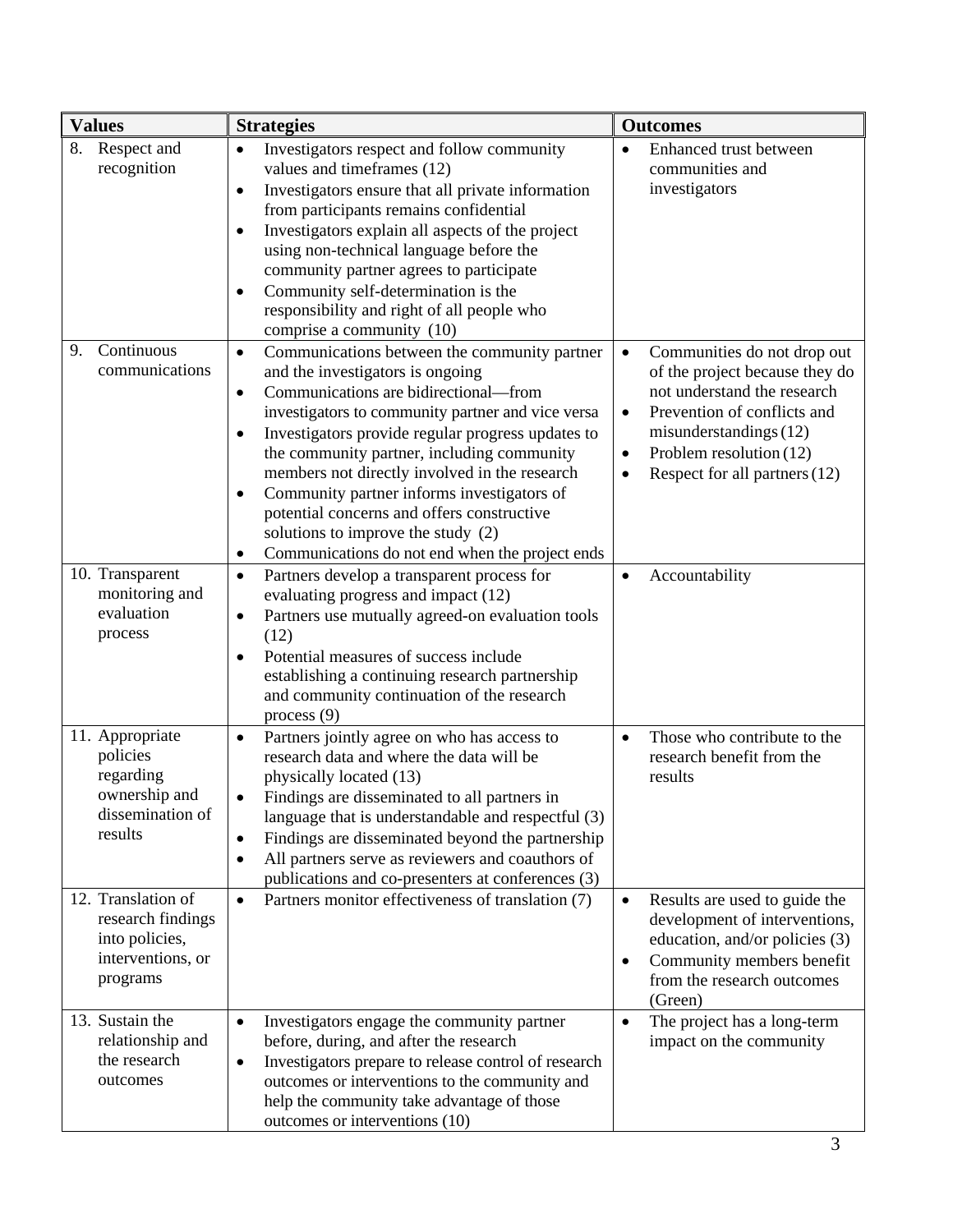| Values | Strategies | Outcomes |
|---|---|---|
| 8. Respect and recognition | • Investigators respect and follow community values and timeframes (12)<br>• Investigators ensure that all private information from participants remains confidential<br>• Investigators explain all aspects of the project using non-technical language before the community partner agrees to participate<br>• Community self-determination is the responsibility and right of all people who comprise a community (10) | • Enhanced trust between communities and investigators |
| 9. Continuous communications | • Communications between the community partner and the investigators is ongoing<br>• Communications are bidirectional—from investigators to community partner and vice versa<br>• Investigators provide regular progress updates to the community partner, including community members not directly involved in the research<br>• Community partner informs investigators of potential concerns and offers constructive solutions to improve the study (2)<br>• Communications do not end when the project ends | • Communities do not drop out of the project because they do not understand the research<br>• Prevention of conflicts and misunderstandings (12)<br>• Problem resolution (12)<br>• Respect for all partners (12) |
| 10. Transparent monitoring and evaluation process | • Partners develop a transparent process for evaluating progress and impact (12)<br>• Partners use mutually agreed-on evaluation tools (12)<br>• Potential measures of success include establishing a continuing research partnership and community continuation of the research process (9) | • Accountability |
| 11. Appropriate policies regarding ownership and dissemination of results | • Partners jointly agree on who has access to research data and where the data will be physically located (13)<br>• Findings are disseminated to all partners in language that is understandable and respectful (3)<br>• Findings are disseminated beyond the partnership<br>• All partners serve as reviewers and coauthors of publications and co-presenters at conferences (3) | • Those who contribute to the research benefit from the results |
| 12. Translation of research findings into policies, interventions, or programs | • Partners monitor effectiveness of translation (7) | • Results are used to guide the development of interventions, education, and/or policies (3)<br>• Community members benefit from the research outcomes (Green) |
| 13. Sustain the relationship and the research outcomes | • Investigators engage the community partner before, during, and after the research<br>• Investigators prepare to release control of research outcomes or interventions to the community and help the community take advantage of those outcomes or interventions (10) | • The project has a long-term impact on the community |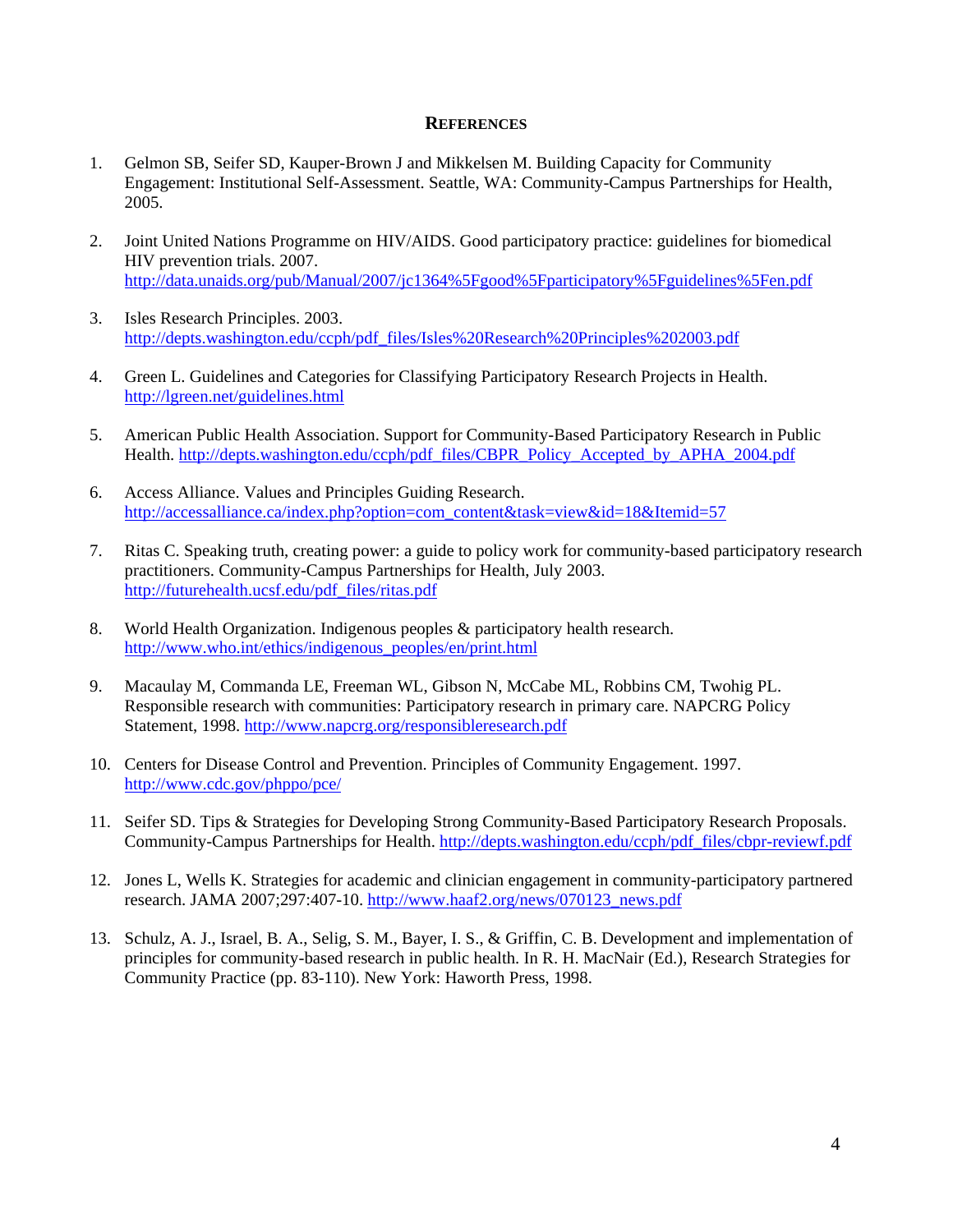## References

1. Gelmon SB, Seifer SD, Kauper-Brown J and Mikkelsen M. Building Capacity for Community Engagement: Institutional Self-Assessment. Seattle, WA: Community-Campus Partnerships for Health, 2005.

2. Joint United Nations Programme on HIV/AIDS. Good participatory practice: guidelines for biomedical HIV prevention trials. 2007. http://data.unaids.org/pub/Manual/2007/jc1364%5Fgood%5Fparticipatory%5Fguidelines%5Fen.pdf

3. Isles Research Principles. 2003. http://depts.washington.edu/ccph/pdf_files/Isles%20Research%20Principles%202003.pdf

4. Green L. Guidelines and Categories for Classifying Participatory Research Projects in Health. http://lgreen.net/guidelines.html

5. American Public Health Association. Support for Community-Based Participatory Research in Public Health. http://depts.washington.edu/ccph/pdf_files/CBPR_Policy_Accepted_by_APHA_2004.pdf

6. Access Alliance. Values and Principles Guiding Research. http://accessalliance.ca/index.php?option=com_content&task=view&id=18&Itemid=57

7. Ritas C. Speaking truth, creating power: a guide to policy work for community-based participatory research practitioners. Community-Campus Partnerships for Health, July 2003. http://futurehealth.ucsf.edu/pdf_files/ritas.pdf

8. World Health Organization. Indigenous peoples & participatory health research. http://www.who.int/ethics/indigenous_peoples/en/print.html

9. Macaulay M, Commanda LE, Freeman WL, Gibson N, McCabe ML, Robbins CM, Twohig PL. Responsible research with communities: Participatory research in primary care. NAPCRG Policy Statement, 1998. http://www.napcrg.org/responsibleresearch.pdf

10. Centers for Disease Control and Prevention. Principles of Community Engagement. 1997. http://www.cdc.gov/phppo/pce/

11. Seifer SD. Tips & Strategies for Developing Strong Community-Based Participatory Research Proposals. Community-Campus Partnerships for Health. http://depts.washington.edu/ccph/pdf_files/cbpr-reviewf.pdf

12. Jones L, Wells K. Strategies for academic and clinician engagement in community-participatory partnered research. JAMA 2007;297:407-10. http://www.haaf2.org/news/070123_news.pdf

13. Schulz, A. J., Israel, B. A., Selig, S. M., Bayer, I. S., & Griffin, C. B. Development and implementation of principles for community-based research in public health. In R. H. MacNair (Ed.), Research Strategies for Community Practice (pp. 83-110). New York: Haworth Press, 1998.